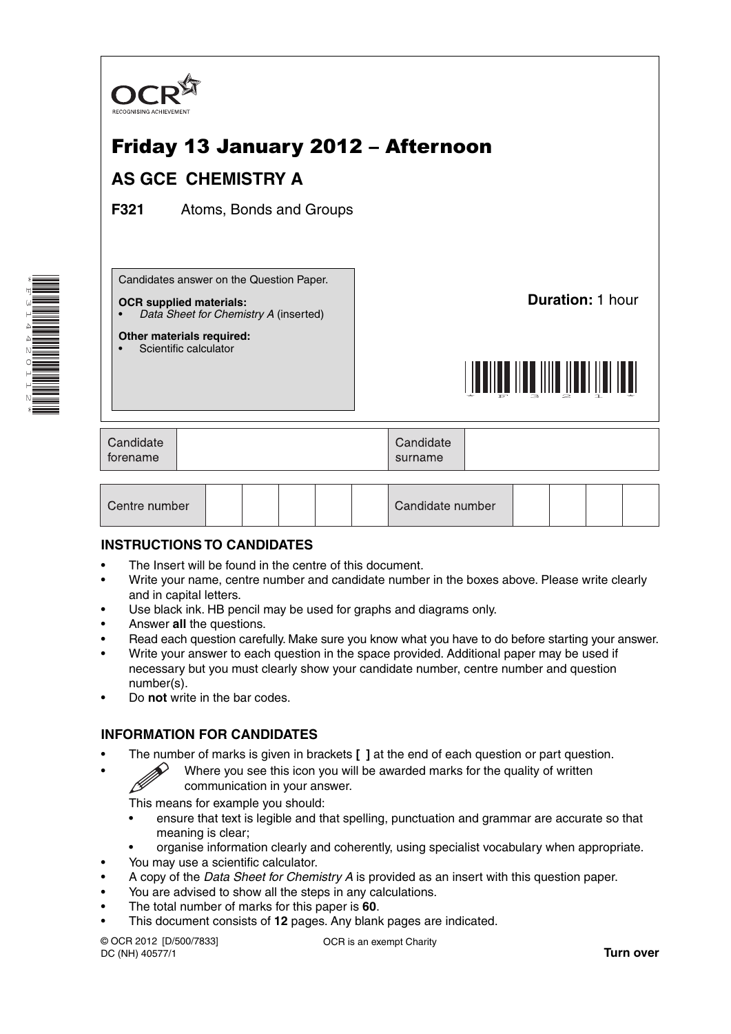OCR
RECOGNISING ACHIEVEMENT

# Friday 13 January 2012 – Afternoon

## AS GCE CHEMISTRY A

**F321** Atoms, Bonds and Groups

Candidates answer on the Question Paper.

**OCR supplied materials:**
- *Data Sheet for Chemistry A* (inserted)

**Other materials required:**
- Scientific calculator

**Duration:** 1 hour

| Candidate forename | | Candidate surname | |
|---|---|---|---|

| Centre number | | | | | | Candidate number | | | | |
|---|---|---|---|---|---|---|---|---|---|---|

### INSTRUCTIONS TO CANDIDATES

- The Insert will be found in the centre of this document.
- Write your name, centre number and candidate number in the boxes above. Please write clearly and in capital letters.
- Use black ink. HB pencil may be used for graphs and diagrams only.
- Answer **all** the questions.
- Read each question carefully. Make sure you know what you have to do before starting your answer.
- Write your answer to each question in the space provided. Additional paper may be used if necessary but you must clearly show your candidate number, centre number and question number(s).
- Do **not** write in the bar codes.

### INFORMATION FOR CANDIDATES

- The number of marks is given in brackets **[ ]** at the end of each question or part question.
- Where you see this icon you will be awarded marks for the quality of written communication in your answer.

  This means for example you should:
  - ensure that text is legible and that spelling, punctuation and grammar are accurate so that meaning is clear;
  - organise information clearly and coherently, using specialist vocabulary when appropriate.
- You may use a scientific calculator.
- A copy of the *Data Sheet for Chemistry A* is provided as an insert with this question paper.
- You are advised to show all the steps in any calculations.
- The total number of marks for this paper is **60**.
- This document consists of **12** pages. Any blank pages are indicated.

© OCR 2012 [D/500/7833]
DC (NH) 40577/1

OCR is an exempt Charity

**Turn over**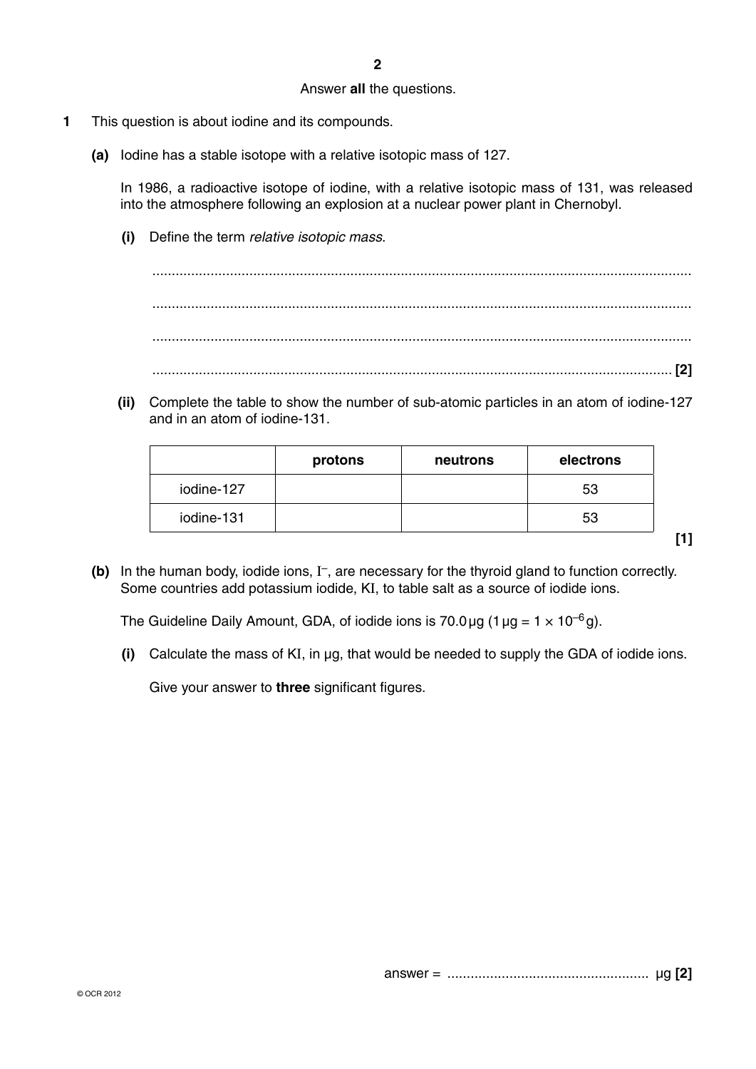Answer **all** the questions.

**1** This question is about iodine and its compounds.

**(a)** Iodine has a stable isotope with a relative isotopic mass of 127.

In 1986, a radioactive isotope of iodine, with a relative isotopic mass of 131, was released into the atmosphere following an explosion at a nuclear power plant in Chernobyl.

**(i)** Define the term *relative isotopic mass*.

..........................................................................................................................................

..........................................................................................................................................

..........................................................................................................................................

.................................................................................................................................... **[2]**

**(ii)** Complete the table to show the number of sub-atomic particles in an atom of iodine-127 and in an atom of iodine-131.

| | protons | neutrons | electrons |
|---|---|---|---|
| iodine-127 | | | 53 |
| iodine-131 | | | 53 |

**[1]**

**(b)** In the human body, iodide ions, $I^-$, are necessary for the thyroid gland to function correctly. Some countries add potassium iodide, KI, to table salt as a source of iodide ions.

The Guideline Daily Amount, GDA, of iodide ions is 70.0 μg ($1\,\mu g = 1 \times 10^{-6}\,g$).

**(i)** Calculate the mass of KI, in μg, that would be needed to supply the GDA of iodide ions.

Give your answer to **three** significant figures.

answer = ................................................... μg **[2]**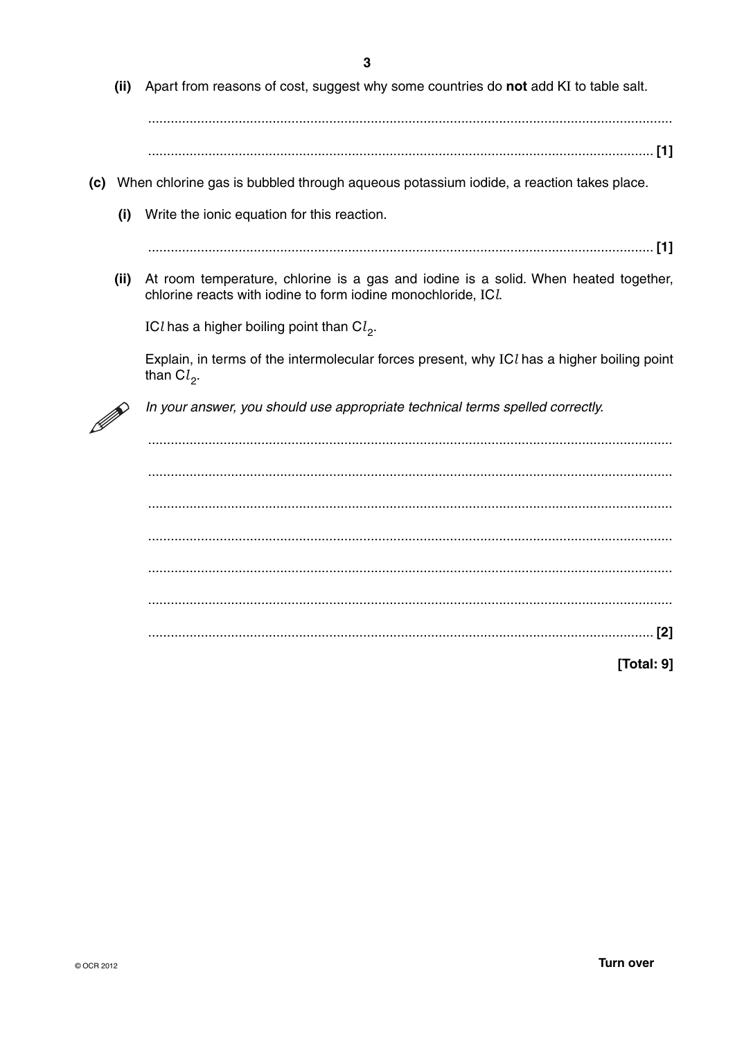(ii) Apart from reasons of cost, suggest why some countries do **not** add KI to table salt.

.......................................................................................................................................

....................................................................................................................................... [1]

**(c)** When chlorine gas is bubbled through aqueous potassium iodide, a reaction takes place.

(i) Write the ionic equation for this reaction.

....................................................................................................................................... [1]

(ii) At room temperature, chlorine is a gas and iodine is a solid. When heated together, chlorine reacts with iodine to form iodine monochloride, $ICl$.

$ICl$ has a higher boiling point than $Cl_2$.

Explain, in terms of the intermolecular forces present, why $ICl$ has a higher boiling point than $Cl_2$.

*In your answer, you should use appropriate technical terms spelled correctly.*

.......................................................................................................................................

.......................................................................................................................................

.......................................................................................................................................

.......................................................................................................................................

.......................................................................................................................................

.......................................................................................................................................

....................................................................................................................................... [2]

**[Total: 9]**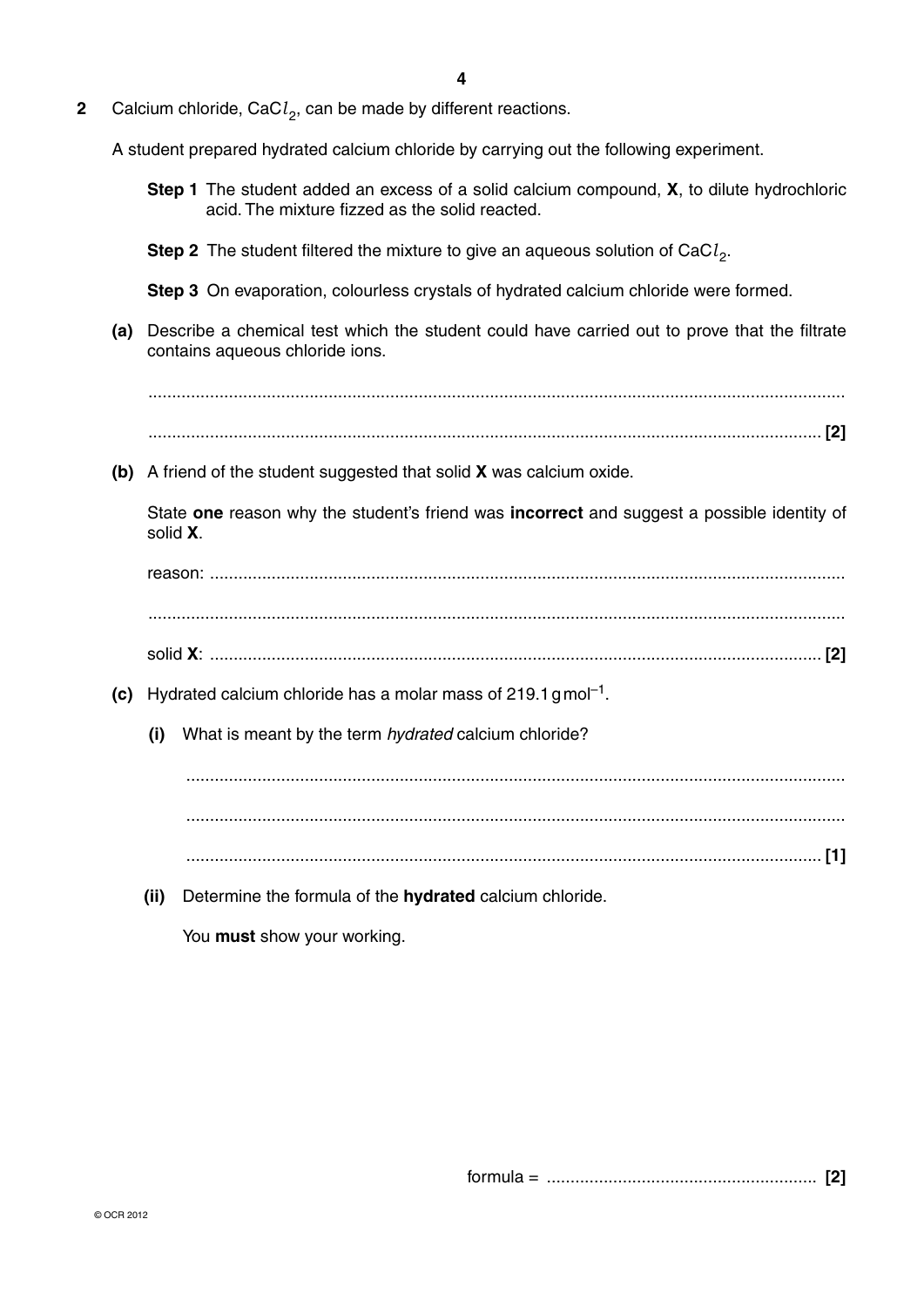**2** Calcium chloride, $CaCl_2$, can be made by different reactions.

A student prepared hydrated calcium chloride by carrying out the following experiment.

**Step 1** The student added an excess of a solid calcium compound, **X**, to dilute hydrochloric acid. The mixture fizzed as the solid reacted.

**Step 2** The student filtered the mixture to give an aqueous solution of $CaCl_2$.

**Step 3** On evaporation, colourless crystals of hydrated calcium chloride were formed.

**(a)** Describe a chemical test which the student could have carried out to prove that the filtrate contains aqueous chloride ions.

..........................................................................................................................................

.......................................................................................................................................... **[2]**

**(b)** A friend of the student suggested that solid **X** was calcium oxide.

State **one** reason why the student's friend was **incorrect** and suggest a possible identity of solid **X**.

reason: ..........................................................................................................................

..........................................................................................................................................

solid **X**: ...................................................................................................................... **[2]**

**(c)** Hydrated calcium chloride has a molar mass of 219.1 g mol$^{-1}$.

**(i)** What is meant by the term *hydrated* calcium chloride?

..........................................................................................................................................

..........................................................................................................................................

.......................................................................................................................................... **[1]**

**(ii)** Determine the formula of the **hydrated** calcium chloride.

You **must** show your working.

formula = ......................................................... **[2]**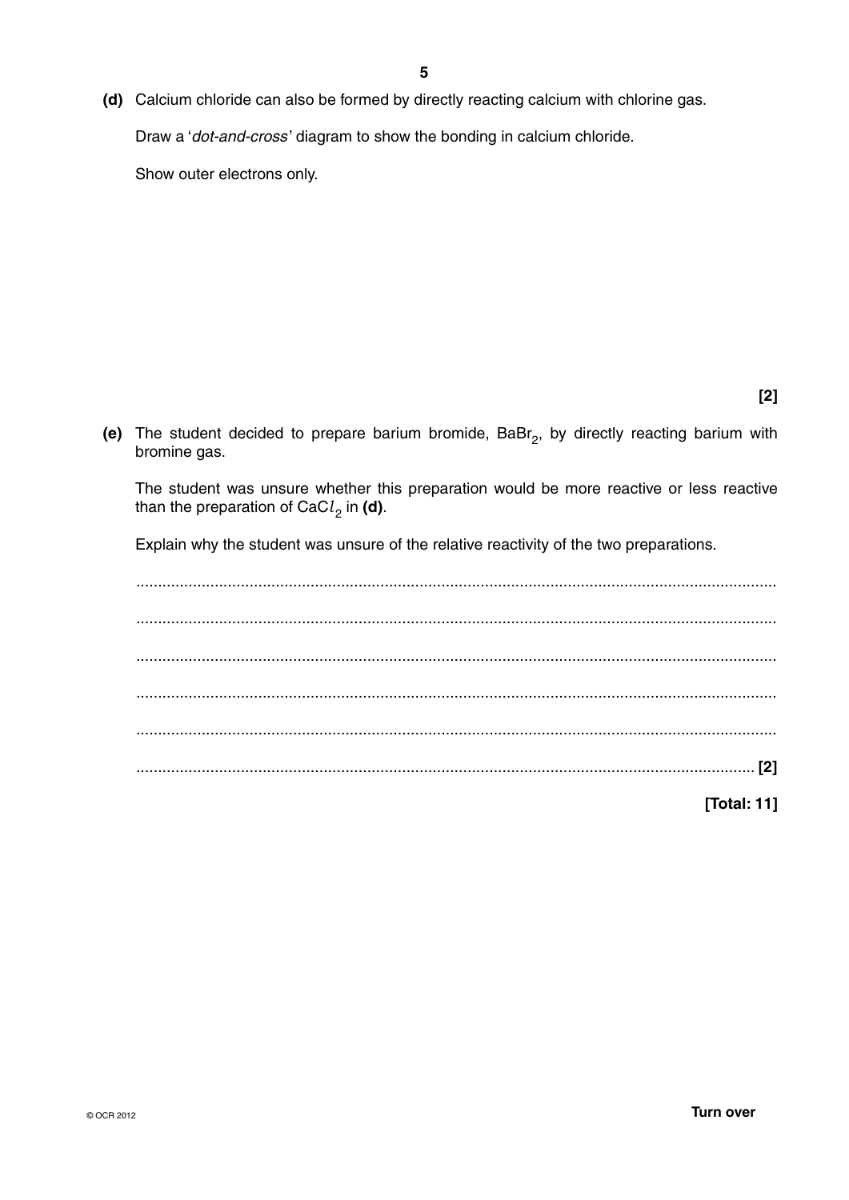**(d)** Calcium chloride can also be formed by directly reacting calcium with chlorine gas.

Draw a '*dot-and-cross*' diagram to show the bonding in calcium chloride.

Show outer electrons only.

**[2]**

**(e)** The student decided to prepare barium bromide, $BaBr_2$, by directly reacting barium with bromine gas.

The student was unsure whether this preparation would be more reactive or less reactive than the preparation of $CaCl_2$ in **(d)**.

Explain why the student was unsure of the relative reactivity of the two preparations.

..........................................................................................................................................

..........................................................................................................................................

..........................................................................................................................................

..........................................................................................................................................

..........................................................................................................................................

.................................................................................................................................... **[2]**

**[Total: 11]**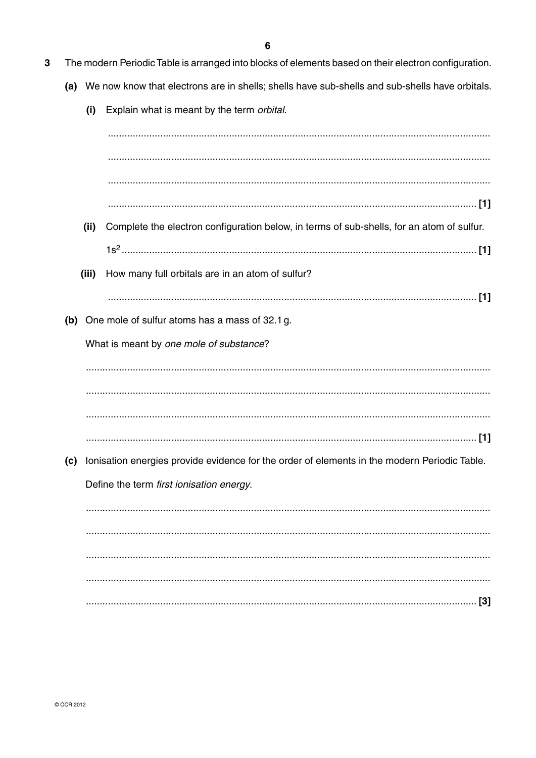**3** The modern Periodic Table is arranged into blocks of elements based on their electron configuration.

**(a)** We now know that electrons are in shells; shells have sub-shells and sub-shells have orbitals.

**(i)** Explain what is meant by the term *orbital*.

..........................................................................................................................................

..........................................................................................................................................

..........................................................................................................................................

.................................................................................................................................... **[1]**

**(ii)** Complete the electron configuration below, in terms of sub-shells, for an atom of sulfur.

$1s^2$ ........................................................................................................................... **[1]**

**(iii)** How many full orbitals are in an atom of sulfur?

.................................................................................................................................... **[1]**

**(b)** One mole of sulfur atoms has a mass of 32.1 g.

What is meant by *one mole of substance*?

..........................................................................................................................................

..........................................................................................................................................

..........................................................................................................................................

.................................................................................................................................... **[1]**

**(c)** Ionisation energies provide evidence for the order of elements in the modern Periodic Table.

Define the term *first ionisation energy*.

..........................................................................................................................................

..........................................................................................................................................

..........................................................................................................................................

..........................................................................................................................................

.................................................................................................................................... **[3]**

© OCR 2012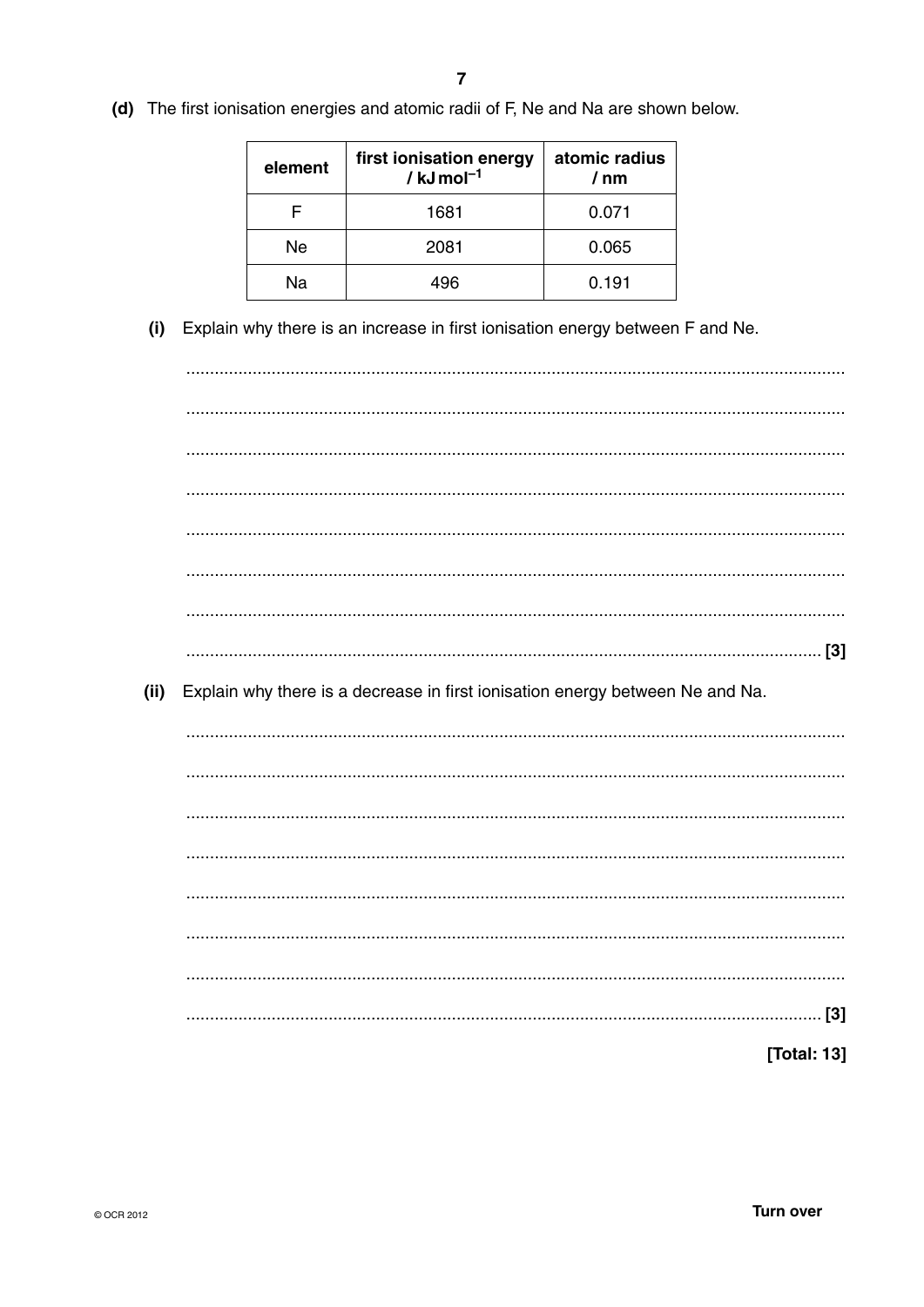**(d)** The first ionisation energies and atomic radii of F, Ne and Na are shown below.

| element | first ionisation energy / $kJ\,mol^{-1}$ | atomic radius / nm |
|---|---|---|
| F | 1681 | 0.071 |
| Ne | 2081 | 0.065 |
| Na | 496 | 0.191 |

**(i)** Explain why there is an increase in first ionisation energy between F and Ne.

...........................................................................................................................................

...........................................................................................................................................

...........................................................................................................................................

...........................................................................................................................................

...........................................................................................................................................

...........................................................................................................................................

...........................................................................................................................................

...................................................................................................................................... **[3]**

**(ii)** Explain why there is a decrease in first ionisation energy between Ne and Na.

...........................................................................................................................................

...........................................................................................................................................

...........................................................................................................................................

...........................................................................................................................................

...........................................................................................................................................

...........................................................................................................................................

...........................................................................................................................................

...................................................................................................................................... **[3]**

**[Total: 13]**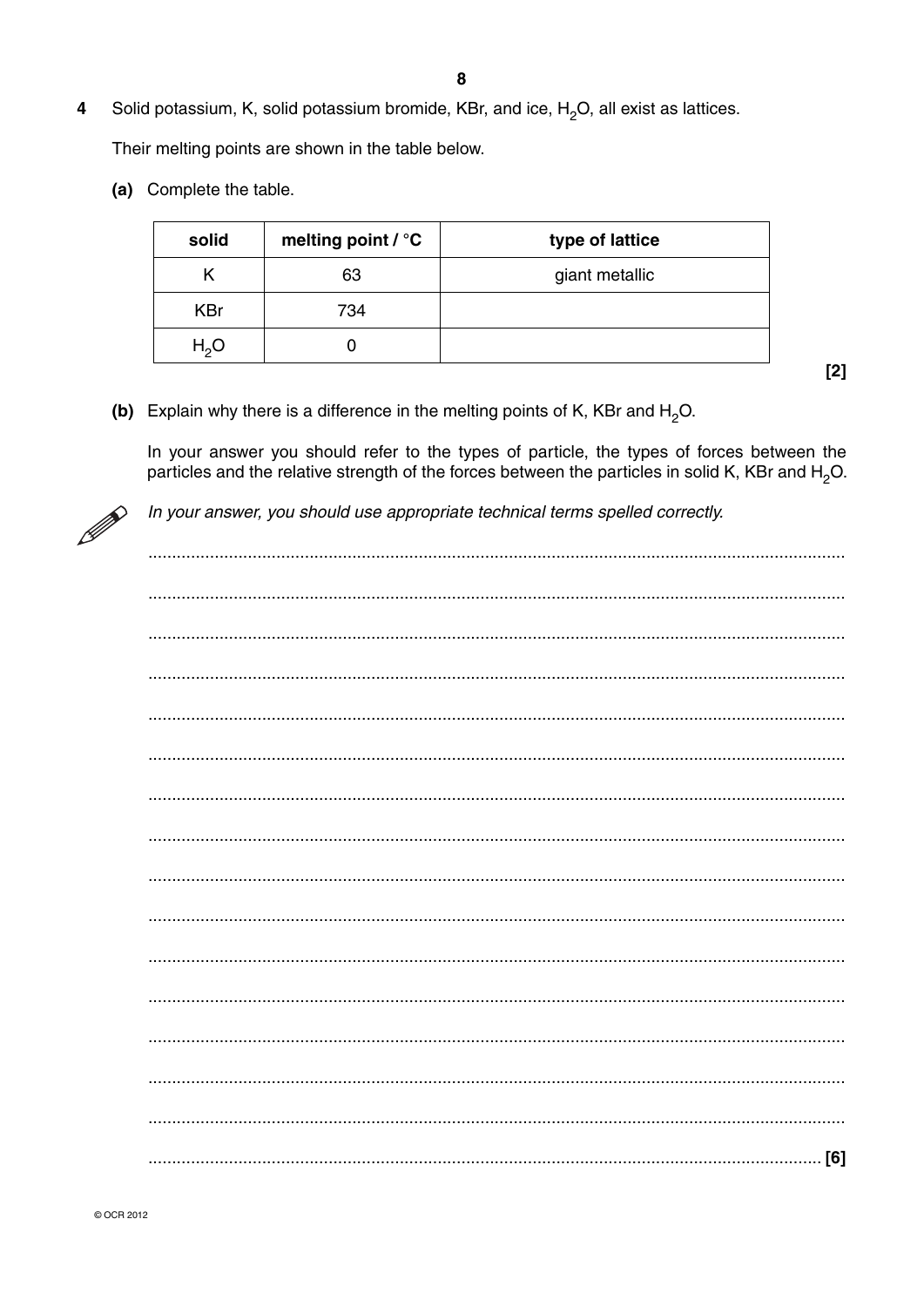**4** Solid potassium, K, solid potassium bromide, KBr, and ice, $H_2O$, all exist as lattices.

Their melting points are shown in the table below.

**(a)** Complete the table.

| solid | melting point / °C | type of lattice |
|---|---|---|
| K | 63 | giant metallic |
| KBr | 734 | |
| $H_2O$ | 0 | |

**[2]**

**(b)** Explain why there is a difference in the melting points of K, KBr and $H_2O$.

In your answer you should refer to the types of particle, the types of forces between the particles and the relative strength of the forces between the particles in solid K, KBr and $H_2O$.

*In your answer, you should use appropriate technical terms spelled correctly.*

..................................................................................................................................................

..................................................................................................................................................

..................................................................................................................................................

..................................................................................................................................................

..................................................................................................................................................

..................................................................................................................................................

..................................................................................................................................................

..................................................................................................................................................

..................................................................................................................................................

..................................................................................................................................................

..................................................................................................................................................

..................................................................................................................................................

..................................................................................................................................................

..................................................................................................................................................

..................................................................................................................................................

.............................................................................................................................................. **[6]**

© OCR 2012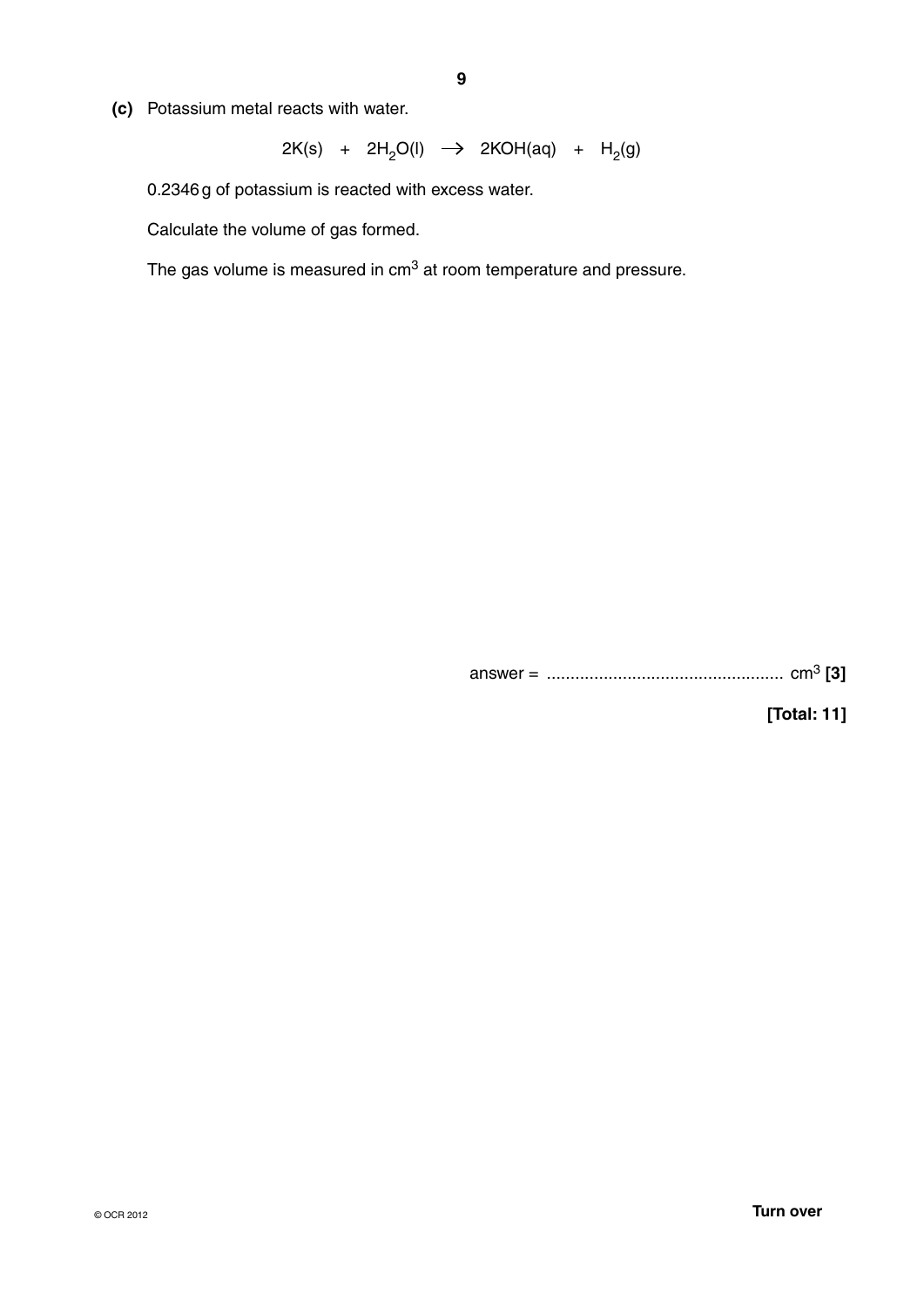**(c)** Potassium metal reacts with water.

$$2K(s) \ + \ 2H_2O(l) \ \rightarrow \ 2KOH(aq) \ + \ H_2(g)$$

0.2346 g of potassium is reacted with excess water.

Calculate the volume of gas formed.

The gas volume is measured in $cm^3$ at room temperature and pressure.

answer = .................................................. $cm^3$ **[3]**

**[Total: 11]**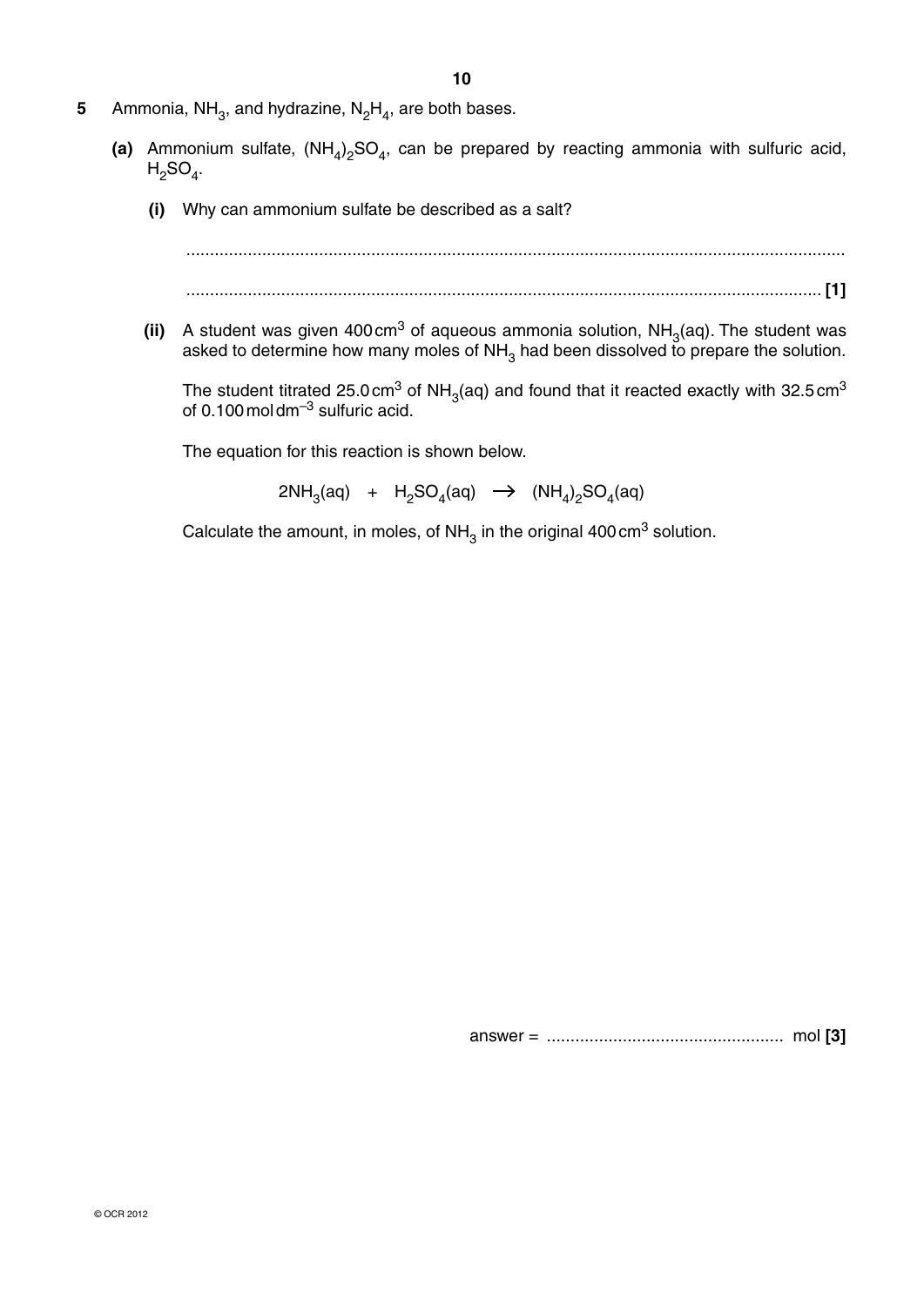**5** Ammonia, $NH_3$, and hydrazine, $N_2H_4$, are both bases.

**(a)** Ammonium sulfate, $(NH_4)_2SO_4$, can be prepared by reacting ammonia with sulfuric acid, $H_2SO_4$.

**(i)** Why can ammonium sulfate be described as a salt?

..........................................................................................................................................

.................................................................................................................................... **[1]**

**(ii)** A student was given 400 $cm^3$ of aqueous ammonia solution, $NH_3(aq)$. The student was asked to determine how many moles of $NH_3$ had been dissolved to prepare the solution.

The student titrated 25.0 $cm^3$ of $NH_3(aq)$ and found that it reacted exactly with 32.5 $cm^3$ of 0.100 mol $dm^{-3}$ sulfuric acid.

The equation for this reaction is shown below.

$$2NH_3(aq) + H_2SO_4(aq) \rightarrow (NH_4)_2SO_4(aq)$$

Calculate the amount, in moles, of $NH_3$ in the original 400 $cm^3$ solution.

answer = .................................................. mol **[3]**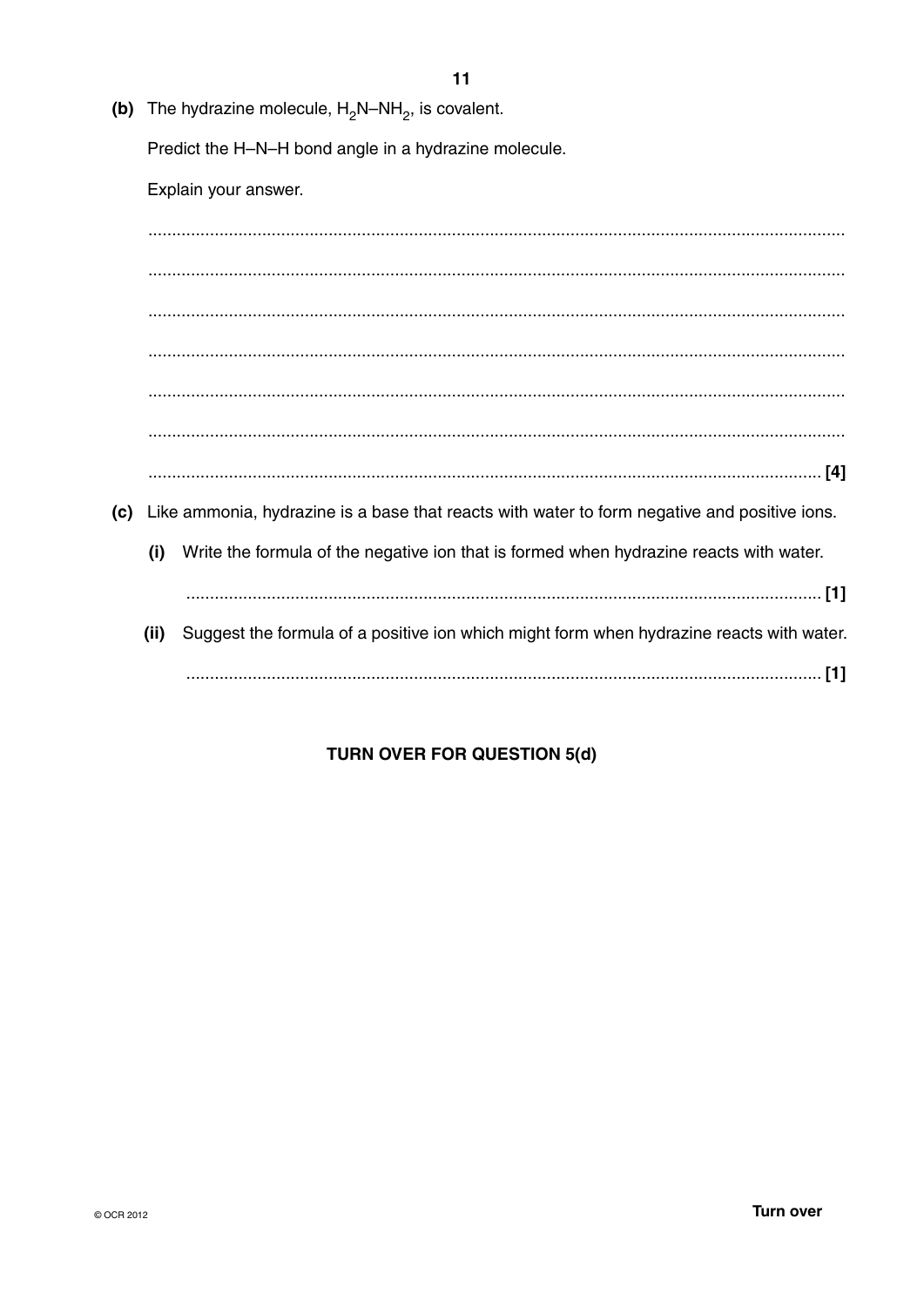**(b)** The hydrazine molecule, $H_2N\text{–}NH_2$, is covalent.

Predict the H–N–H bond angle in a hydrazine molecule.

Explain your answer.

.................................................................................................................................................

.................................................................................................................................................

.................................................................................................................................................

.................................................................................................................................................

.................................................................................................................................................

.................................................................................................................................................

................................................................................................................................................. [4]

**(c)** Like ammonia, hydrazine is a base that reacts with water to form negative and positive ions.

**(i)** Write the formula of the negative ion that is formed when hydrazine reacts with water.

................................................................................................................................. [1]

**(ii)** Suggest the formula of a positive ion which might form when hydrazine reacts with water.

................................................................................................................................. [1]

**TURN OVER FOR QUESTION 5(d)**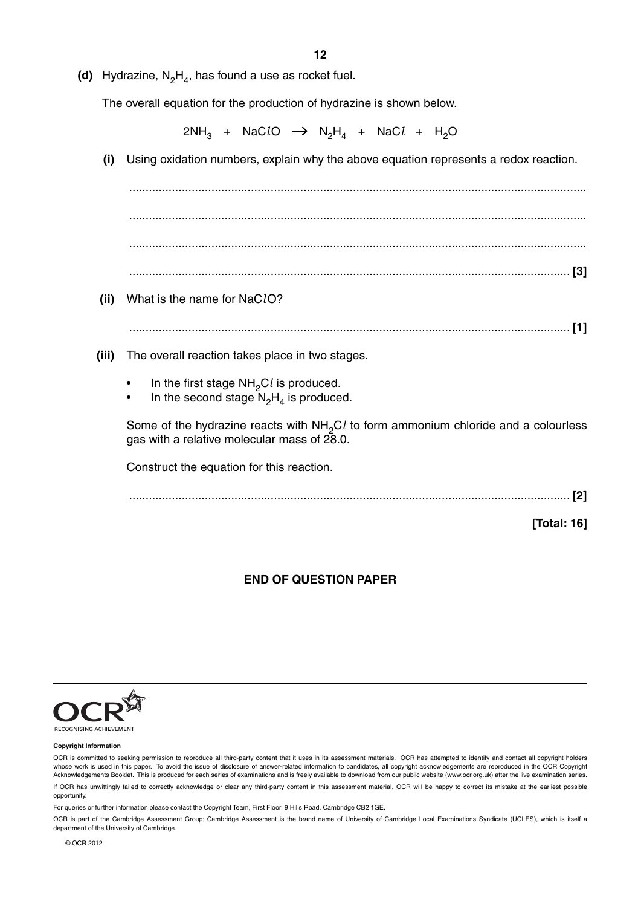**(d)** Hydrazine, $N_2H_4$, has found a use as rocket fuel.

The overall equation for the production of hydrazine is shown below.

$$2NH_3 + NaClO \rightarrow N_2H_4 + NaCl + H_2O$$

**(i)** Using oxidation numbers, explain why the above equation represents a redox reaction.

........................................................................................................................................

........................................................................................................................................

........................................................................................................................................

........................................................................................................................................ **[3]**

**(ii)** What is the name for $NaClO$?

........................................................................................................................................ **[1]**

**(iii)** The overall reaction takes place in two stages.

- In the first stage $NH_2Cl$ is produced.
- In the second stage $N_2H_4$ is produced.

Some of the hydrazine reacts with $NH_2Cl$ to form ammonium chloride and a colourless gas with a relative molecular mass of 28.0.

Construct the equation for this reaction.

........................................................................................................................................ **[2]**

**[Total: 16]**

**END OF QUESTION PAPER**

**Copyright Information**

OCR is committed to seeking permission to reproduce all third-party content that it uses in its assessment materials. OCR has attempted to identify and contact all copyright holders whose work is used in this paper. To avoid the issue of disclosure of answer-related information to candidates, all copyright acknowledgements are reproduced in the OCR Copyright Acknowledgements Booklet. This is produced for each series of examinations and is freely available to download from our public website (www.ocr.org.uk) after the live examination series.

If OCR has unwittingly failed to correctly acknowledge or clear any third-party content in this assessment material, OCR will be happy to correct its mistake at the earliest possible opportunity.

For queries or further information please contact the Copyright Team, First Floor, 9 Hills Road, Cambridge CB2 1GE.

OCR is part of the Cambridge Assessment Group; Cambridge Assessment is the brand name of University of Cambridge Local Examinations Syndicate (UCLES), which is itself a department of the University of Cambridge.

© OCR 2012